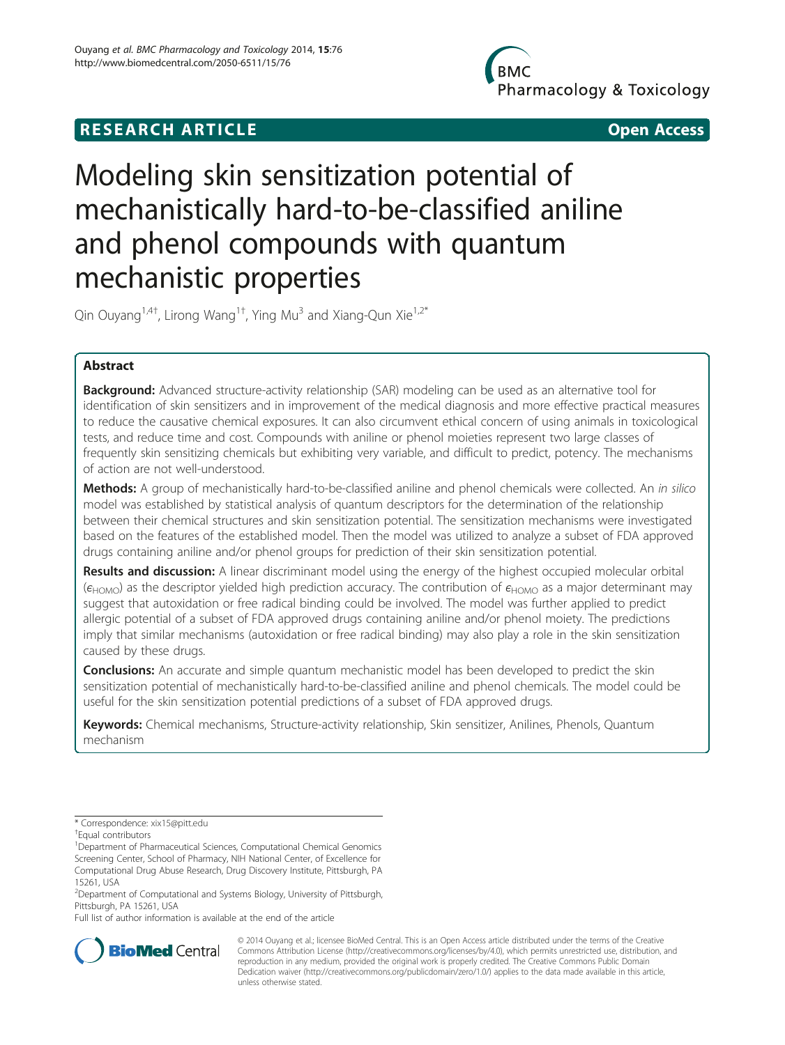**RESEARCH ARTICLE** **Open Access**

# Modeling skin sensitization potential of mechanistically hard-to-be-classified aniline and phenol compounds with quantum mechanistic properties

Qin Ouyang[1,4†], Lirong Wang[1†], Ying Mu[3] and Xiang-Qun Xie[1,2*]

## Abstract

**Background:** Advanced structure-activity relationship (SAR) modeling can be used as an alternative tool for identification of skin sensitizers and in improvement of the medical diagnosis and more effective practical measures to reduce the causative chemical exposures. It can also circumvent ethical concern of using animals in toxicological tests, and reduce time and cost. Compounds with aniline or phenol moieties represent two large classes of frequently skin sensitizing chemicals but exhibiting very variable, and difficult to predict, potency. The mechanisms of action are not well-understood.

**Methods:** A group of mechanistically hard-to-be-classified aniline and phenol chemicals were collected. An *in silico* model was established by statistical analysis of quantum descriptors for the determination of the relationship between their chemical structures and skin sensitization potential. The sensitization mechanisms were investigated based on the features of the established model. Then the model was utilized to analyze a subset of FDA approved drugs containing aniline and/or phenol groups for prediction of their skin sensitization potential.

**Results and discussion:** A linear discriminant model using the energy of the highest occupied molecular orbital ($\epsilon_{HOMO}$) as the descriptor yielded high prediction accuracy. The contribution of $\epsilon_{HOMO}$ as a major determinant may suggest that autoxidation or free radical binding could be involved. The model was further applied to predict allergic potential of a subset of FDA approved drugs containing aniline and/or phenol moiety. The predictions imply that similar mechanisms (autoxidation or free radical binding) may also play a role in the skin sensitization caused by these drugs.

**Conclusions:** An accurate and simple quantum mechanistic model has been developed to predict the skin sensitization potential of mechanistically hard-to-be-classified aniline and phenol chemicals. The model could be useful for the skin sensitization potential predictions of a subset of FDA approved drugs.

**Keywords:** Chemical mechanisms, Structure-activity relationship, Skin sensitizer, Anilines, Phenols, Quantum mechanism

\* Correspondence: xix15@pitt.edu

†Equal contributors

[1]Department of Pharmaceutical Sciences, Computational Chemical Genomics Screening Center, School of Pharmacy, NIH National Center, of Excellence for Computational Drug Abuse Research, Drug Discovery Institute, Pittsburgh, PA 15261, USA

[2]Department of Computational and Systems Biology, University of Pittsburgh, Pittsburgh, PA 15261, USA

Full list of author information is available at the end of the article

© 2014 Ouyang et al.; licensee BioMed Central. This is an Open Access article distributed under the terms of the Creative Commons Attribution License (http://creativecommons.org/licenses/by/4.0), which permits unrestricted use, distribution, and reproduction in any medium, provided the original work is properly credited. The Creative Commons Public Domain Dedication waiver (http://creativecommons.org/publicdomain/zero/1.0/) applies to the data made available in this article, unless otherwise stated.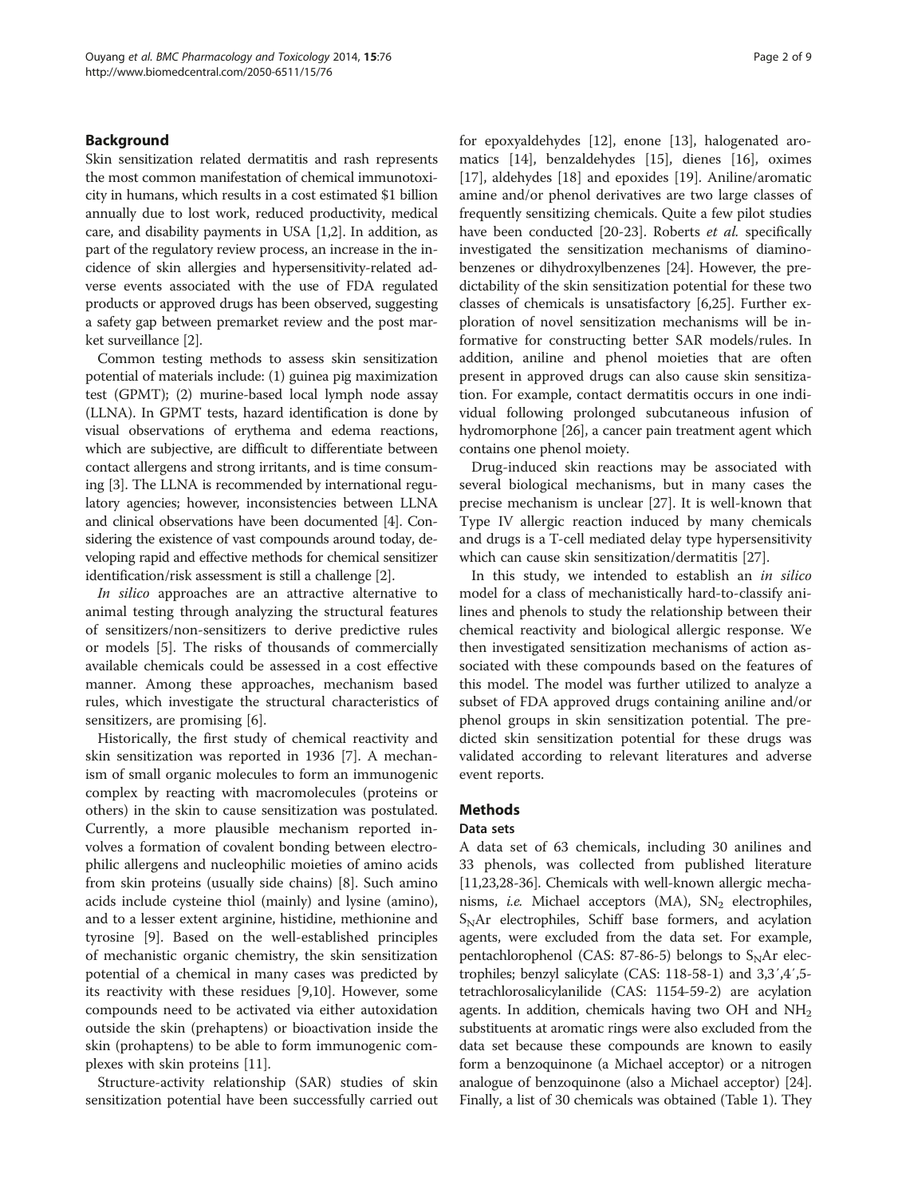## Background

Skin sensitization related dermatitis and rash represents the most common manifestation of chemical immunotoxicity in humans, which results in a cost estimated $1 billion annually due to lost work, reduced productivity, medical care, and disability payments in USA [1,2]. In addition, as part of the regulatory review process, an increase in the incidence of skin allergies and hypersensitivity-related adverse events associated with the use of FDA regulated products or approved drugs has been observed, suggesting a safety gap between premarket review and the post market surveillance [2].

Common testing methods to assess skin sensitization potential of materials include: (1) guinea pig maximization test (GPMT); (2) murine-based local lymph node assay (LLNA). In GPMT tests, hazard identification is done by visual observations of erythema and edema reactions, which are subjective, are difficult to differentiate between contact allergens and strong irritants, and is time consuming [3]. The LLNA is recommended by international regulatory agencies; however, inconsistencies between LLNA and clinical observations have been documented [4]. Considering the existence of vast compounds around today, developing rapid and effective methods for chemical sensitizer identification/risk assessment is still a challenge [2].

*In silico* approaches are an attractive alternative to animal testing through analyzing the structural features of sensitizers/non-sensitizers to derive predictive rules or models [5]. The risks of thousands of commercially available chemicals could be assessed in a cost effective manner. Among these approaches, mechanism based rules, which investigate the structural characteristics of sensitizers, are promising [6].

Historically, the first study of chemical reactivity and skin sensitization was reported in 1936 [7]. A mechanism of small organic molecules to form an immunogenic complex by reacting with macromolecules (proteins or others) in the skin to cause sensitization was postulated. Currently, a more plausible mechanism reported involves a formation of covalent bonding between electrophilic allergens and nucleophilic moieties of amino acids from skin proteins (usually side chains) [8]. Such amino acids include cysteine thiol (mainly) and lysine (amino), and to a lesser extent arginine, histidine, methionine and tyrosine [9]. Based on the well-established principles of mechanistic organic chemistry, the skin sensitization potential of a chemical in many cases was predicted by its reactivity with these residues [9,10]. However, some compounds need to be activated via either autoxidation outside the skin (prehaptens) or bioactivation inside the skin (prohaptens) to be able to form immunogenic complexes with skin proteins [11].

Structure-activity relationship (SAR) studies of skin sensitization potential have been successfully carried out for epoxyaldehydes [12], enone [13], halogenated aromatics [14], benzaldehydes [15], dienes [16], oximes [17], aldehydes [18] and epoxides [19]. Aniline/aromatic amine and/or phenol derivatives are two large classes of frequently sensitizing chemicals. Quite a few pilot studies have been conducted [20-23]. Roberts *et al.* specifically investigated the sensitization mechanisms of diaminobenzenes or dihydroxylbenzenes [24]. However, the predictability of the skin sensitization potential for these two classes of chemicals is unsatisfactory [6,25]. Further exploration of novel sensitization mechanisms will be informative for constructing better SAR models/rules. In addition, aniline and phenol moieties that are often present in approved drugs can also cause skin sensitization. For example, contact dermatitis occurs in one individual following prolonged subcutaneous infusion of hydromorphone [26], a cancer pain treatment agent which contains one phenol moiety.

Drug-induced skin reactions may be associated with several biological mechanisms, but in many cases the precise mechanism is unclear [27]. It is well-known that Type IV allergic reaction induced by many chemicals and drugs is a T-cell mediated delay type hypersensitivity which can cause skin sensitization/dermatitis [27].

In this study, we intended to establish an *in silico* model for a class of mechanistically hard-to-classify anilines and phenols to study the relationship between their chemical reactivity and biological allergic response. We then investigated sensitization mechanisms of action associated with these compounds based on the features of this model. The model was further utilized to analyze a subset of FDA approved drugs containing aniline and/or phenol groups in skin sensitization potential. The predicted skin sensitization potential for these drugs was validated according to relevant literatures and adverse event reports.

## Methods

### Data sets

A data set of 63 chemicals, including 30 anilines and 33 phenols, was collected from published literature [11,23,28-36]. Chemicals with well-known allergic mechanisms, *i.e.* Michael acceptors (MA), $S_N2$ electrophiles, $S_NAr$ electrophiles, Schiff base formers, and acylation agents, were excluded from the data set. For example, pentachlorophenol (CAS: 87-86-5) belongs to $S_NAr$ electrophiles; benzyl salicylate (CAS: 118-58-1) and 3,3′,4′,5-tetrachlorosalicylanilide (CAS: 1154-59-2) are acylation agents. In addition, chemicals having two OH and $NH_2$ substituents at aromatic rings were also excluded from the data set because these compounds are known to easily form a benzoquinone (a Michael acceptor) or a nitrogen analogue of benzoquinone (also a Michael acceptor) [24]. Finally, a list of 30 chemicals was obtained (Table 1). They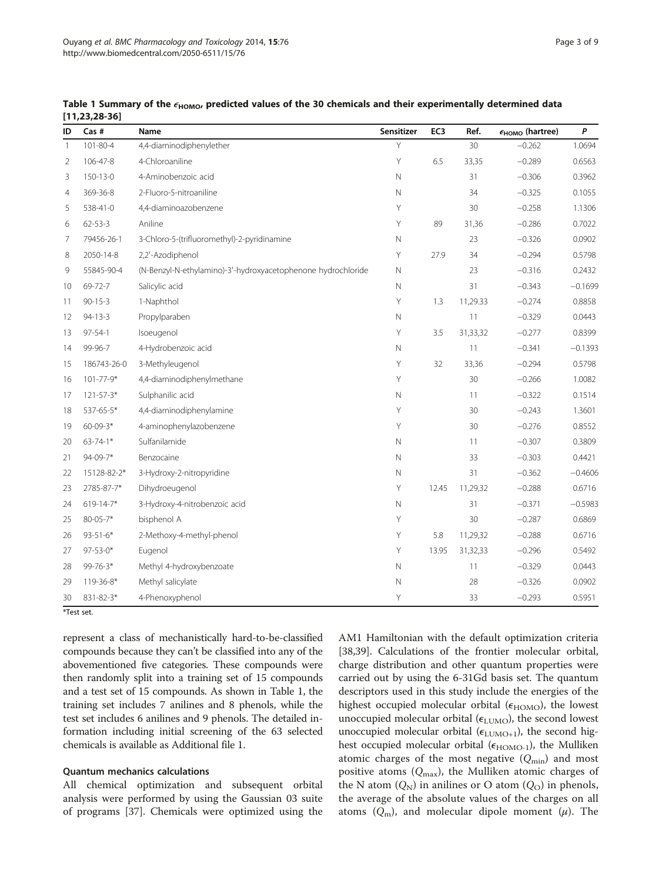**Table 1 Summary of the $\epsilon_{HOMO}$, predicted values of the 30 chemicals and their experimentally determined data [11,23,28-36]**

| ID | Cas # | Name | Sensitizer | EC3 | Ref. | $\epsilon_{HOMO}$ (hartree) | *P* |
|---|---|---|---|---|---|---|---|
| 1 | 101-80-4 | 4,4-diaminodiphenylether | Y | | 30 | −0.262 | 1.0694 |
| 2 | 106-47-8 | 4-Chloroaniline | Y | 6.5 | 33,35 | −0.289 | 0.6563 |
| 3 | 150-13-0 | 4-Aminobenzoic acid | N | | 31 | −0.306 | 0.3962 |
| 4 | 369-36-8 | 2-Fluoro-5-nitroaniline | N | | 34 | −0.325 | 0.1055 |
| 5 | 538-41-0 | 4,4-diaminoazobenzene | Y | | 30 | −0.258 | 1.1306 |
| 6 | 62-53-3 | Aniline | Y | 89 | 31,36 | −0.286 | 0.7022 |
| 7 | 79456-26-1 | 3-Chloro-5-(trifluoromethyl)-2-pyridinamine | N | | 23 | −0.326 | 0.0902 |
| 8 | 2050-14-8 | 2,2'-Azodiphenol | Y | 27.9 | 34 | −0.294 | 0.5798 |
| 9 | 55845-90-4 | (N-Benzyl-N-ethylamino)-3'-hydroxyacetophenone hydrochloride | N | | 23 | −0.316 | 0.2432 |
| 10 | 69-72-7 | Salicylic acid | N | | 31 | −0.343 | −0.1699 |
| 11 | 90-15-3 | 1-Naphthol | Y | 1.3 | 11,29.33 | −0.274 | 0.8858 |
| 12 | 94-13-3 | Propylparaben | N | | 11 | −0.329 | 0.0443 |
| 13 | 97-54-1 | Isoeugenol | Y | 3.5 | 31,33,32 | −0.277 | 0.8399 |
| 14 | 99-96-7 | 4-Hydrobenzoic acid | N | | 11 | −0.341 | −0.1393 |
| 15 | 186743-26-0 | 3-Methyleugenol | Y | 32 | 33,36 | −0.294 | 0.5798 |
| 16 | 101-77-9* | 4,4-diaminodiphenylmethane | Y | | 30 | −0.266 | 1.0082 |
| 17 | 121-57-3* | Sulphanilic acid | N | | 11 | −0.322 | 0.1514 |
| 18 | 537-65-5* | 4,4-diaminodiphenylamine | Y | | 30 | −0.243 | 1.3601 |
| 19 | 60-09-3* | 4-aminophenylazobenzene | Y | | 30 | −0.276 | 0.8552 |
| 20 | 63-74-1* | Sulfanilamide | N | | 11 | −0.307 | 0.3809 |
| 21 | 94-09-7* | Benzocaine | N | | 33 | −0.303 | 0.4421 |
| 22 | 15128-82-2* | 3-Hydroxy-2-nitropyridine | N | | 31 | −0.362 | −0.4606 |
| 23 | 2785-87-7* | Dihydroeugenol | Y | 12.45 | 11,29,32 | −0.288 | 0.6716 |
| 24 | 619-14-7* | 3-Hydroxy-4-nitrobenzoic acid | N | | 31 | −0.371 | −0.5983 |
| 25 | 80-05-7* | bisphenol A | Y | | 30 | −0.287 | 0.6869 |
| 26 | 93-51-6* | 2-Methoxy-4-methyl-phenol | Y | 5.8 | 11,29,32 | −0.288 | 0.6716 |
| 27 | 97-53-0* | Eugenol | Y | 13.95 | 31,32,33 | −0.296 | 0.5492 |
| 28 | 99-76-3* | Methyl 4-hydroxybenzoate | N | | 11 | −0.329 | 0.0443 |
| 29 | 119-36-8* | Methyl salicylate | N | | 28 | −0.326 | 0.0902 |
| 30 | 831-82-3* | 4-Phenoxyphenol | Y | | 33 | −0.293 | 0.5951 |

*Test set.

represent a class of mechanistically hard-to-be-classified compounds because they can't be classified into any of the abovementioned five categories. These compounds were then randomly split into a training set of 15 compounds and a test set of 15 compounds. As shown in Table 1, the training set includes 7 anilines and 8 phenols, while the test set includes 6 anilines and 9 phenols. The detailed information including initial screening of the 63 selected chemicals is available as Additional file 1.

#### Quantum mechanics calculations

All chemical optimization and subsequent orbital analysis were performed by using the Gaussian 03 suite of programs [37]. Chemicals were optimized using the AM1 Hamiltonian with the default optimization criteria [38,39]. Calculations of the frontier molecular orbital, charge distribution and other quantum properties were carried out by using the 6-31Gd basis set. The quantum descriptors used in this study include the energies of the highest occupied molecular orbital ($\epsilon_{HOMO}$), the lowest unoccupied molecular orbital ($\epsilon_{LUMO}$), the second lowest unoccupied molecular orbital ($\epsilon_{LUMO+1}$), the second highest occupied molecular orbital ($\epsilon_{HOMO-1}$), the Mulliken atomic charges of the most negative ($Q_{min}$) and most positive atoms ($Q_{max}$), the Mulliken atomic charges of the N atom ($Q_N$) in anilines or O atom ($Q_O$) in phenols, the average of the absolute values of the charges on all atoms ($Q_m$), and molecular dipole moment ($\mu$). The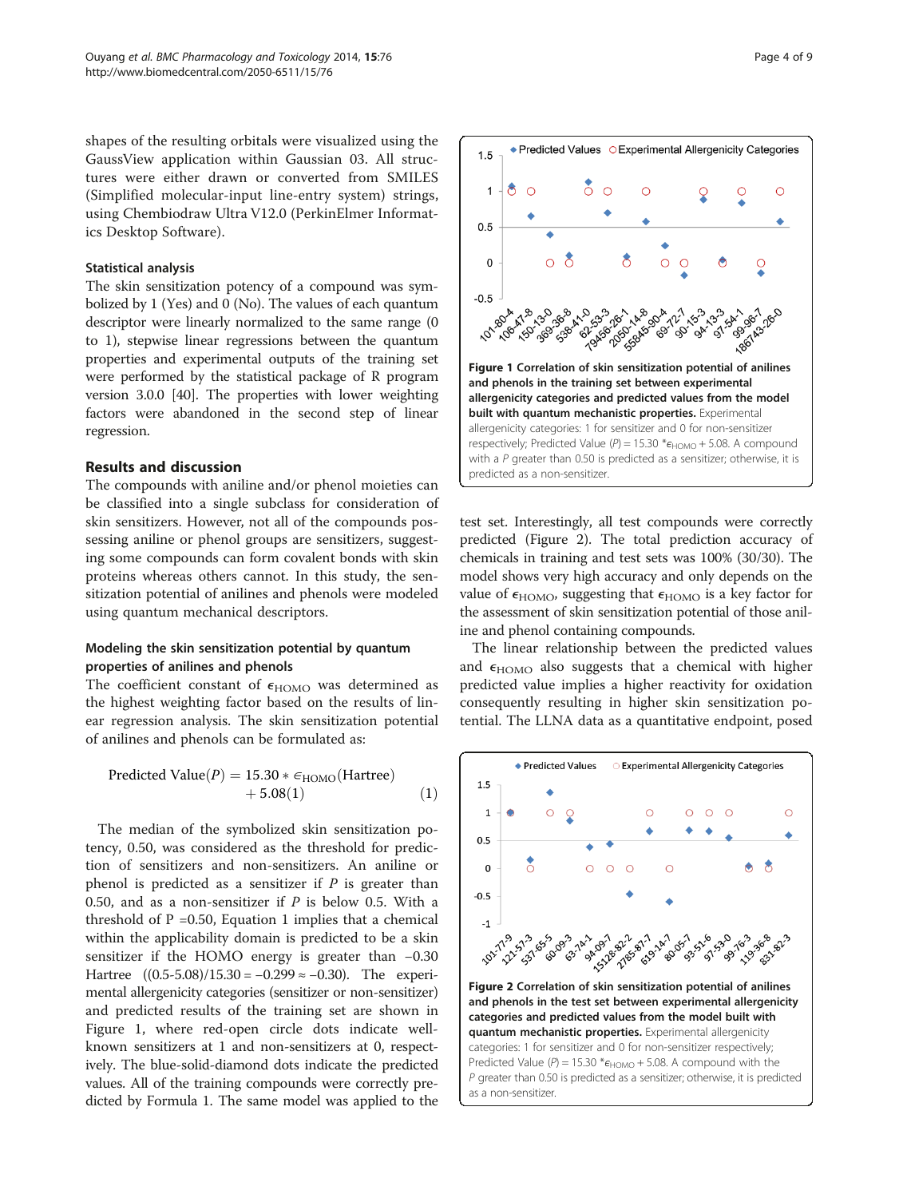shapes of the resulting orbitals were visualized using the GaussView application within Gaussian 03. All structures were either drawn or converted from SMILES (Simplified molecular-input line-entry system) strings, using Chembiodraw Ultra V12.0 (PerkinElmer Informatics Desktop Software).

### Statistical analysis

The skin sensitization potency of a compound was symbolized by 1 (Yes) and 0 (No). The values of each quantum descriptor were linearly normalized to the same range (0 to 1), stepwise linear regressions between the quantum properties and experimental outputs of the training set were performed by the statistical package of R program version 3.0.0 [40]. The properties with lower weighting factors were abandoned in the second step of linear regression.

## Results and discussion

The compounds with aniline and/or phenol moieties can be classified into a single subclass for consideration of skin sensitizers. However, not all of the compounds possessing aniline or phenol groups are sensitizers, suggesting some compounds can form covalent bonds with skin proteins whereas others cannot. In this study, the sensitization potential of anilines and phenols were modeled using quantum mechanical descriptors.

### Modeling the skin sensitization potential by quantum properties of anilines and phenols

The coefficient constant of $\epsilon_{HOMO}$ was determined as the highest weighting factor based on the results of linear regression analysis. The skin sensitization potential of anilines and phenols can be formulated as:

$$\text{Predicted Value}(P) = 15.30 * \epsilon_{HOMO}(\text{Hartree}) + 5.08(1) \quad (1)$$

The median of the symbolized skin sensitization potency, 0.50, was considered as the threshold for prediction of sensitizers and non-sensitizers. An aniline or phenol is predicted as a sensitizer if $P$ is greater than 0.50, and as a non-sensitizer if $P$ is below 0.5. With a threshold of P =0.50, Equation 1 implies that a chemical within the applicability domain is predicted to be a skin sensitizer if the HOMO energy is greater than −0.30 Hartree ((0.5-5.08)/15.30 = −0.299 ≈ −0.30). The experimental allergenicity categories (sensitizer or non-sensitizer) and predicted results of the training set are shown in Figure 1, where red-open circle dots indicate well-known sensitizers at 1 and non-sensitizers at 0, respectively. The blue-solid-diamond dots indicate the predicted values. All of the training compounds were correctly predicted by Formula 1. The same model was applied to the test set. Interestingly, all test compounds were correctly predicted (Figure 2). The total prediction accuracy of chemicals in training and test sets was 100% (30/30). The model shows very high accuracy and only depends on the value of $\epsilon_{HOMO}$, suggesting that $\epsilon_{HOMO}$ is a key factor for the assessment of skin sensitization potential of those aniline and phenol containing compounds.

The linear relationship between the predicted values and $\epsilon_{HOMO}$ also suggests that a chemical with higher predicted value implies a higher reactivity for oxidation consequently resulting in higher skin sensitization potential. The LLNA data as a quantitative endpoint, posed

**Figure 1 Correlation of skin sensitization potential of anilines and phenols in the training set between experimental allergenicity categories and predicted values from the model built with quantum mechanistic properties.** Experimental allergenicity categories: 1 for sensitizer and 0 for non-sensitizer respectively; Predicted Value ($P$) = 15.30 *$\epsilon_{HOMO}$ + 5.08. A compound with a $P$ greater than 0.50 is predicted as a sensitizer; otherwise, it is predicted as a non-sensitizer.

**Figure 2 Correlation of skin sensitization potential of anilines and phenols in the test set between experimental allergenicity categories and predicted values from the model built with quantum mechanistic properties.** Experimental allergenicity categories: 1 for sensitizer and 0 for non-sensitizer respectively; Predicted Value ($P$) = 15.30 *$\epsilon_{HOMO}$ + 5.08. A compound with the $P$ greater than 0.50 is predicted as a sensitizer; otherwise, it is predicted as a non-sensitizer.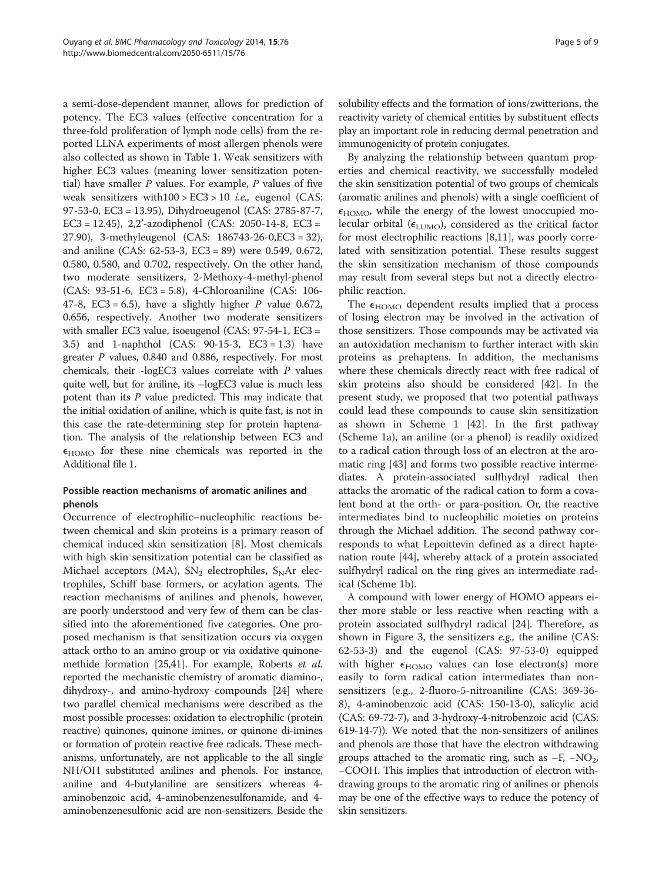a semi-dose-dependent manner, allows for prediction of potency. The EC3 values (effective concentration for a three-fold proliferation of lymph node cells) from the reported LLNA experiments of most allergen phenols were also collected as shown in Table 1. Weak sensitizers with higher EC3 values (meaning lower sensitization potential) have smaller *P* values. For example, *P* values of five weak sensitizers with100 > EC3 > 10 *i.e.,* eugenol (CAS: 97-53-0, EC3 = 13.95), Dihydroeugenol (CAS: 2785-87-7, EC3 = 12.45), 2,2'-azodiphenol (CAS: 2050-14-8, EC3 = 27.90), 3-methyleugenol (CAS: 186743-26-0,EC3 = 32), and aniline (CAS: 62-53-3, EC3 = 89) were 0.549, 0.672, 0.580, 0.580, and 0.702, respectively. On the other hand, two moderate sensitizers, 2-Methoxy-4-methyl-phenol (CAS: 93-51-6, EC3 = 5.8), 4-Chloroaniline (CAS: 106-47-8, EC3 = 6.5), have a slightly higher *P* value 0.672, 0.656, respectively. Another two moderate sensitizers with smaller EC3 value, isoeugenol (CAS: 97-54-1, EC3 = 3.5) and 1-naphthol (CAS: 90-15-3, EC3 = 1.3) have greater *P* values, 0.840 and 0.886, respectively. For most chemicals, their -logEC3 values correlate with *P* values quite well, but for aniline, its –logEC3 value is much less potent than its *P* value predicted. This may indicate that the initial oxidation of aniline, which is quite fast, is not in this case the rate-determining step for protein haptenation. The analysis of the relationship between EC3 and $\epsilon_{HOMO}$ for these nine chemicals was reported in the Additional file 1.

### Possible reaction mechanisms of aromatic anilines and phenols

Occurrence of electrophilic–nucleophilic reactions between chemical and skin proteins is a primary reason of chemical induced skin sensitization [8]. Most chemicals with high skin sensitization potential can be classified as Michael acceptors (MA), $S_N2$ electrophiles, $S_NAr$ electrophiles, Schiff base formers, or acylation agents. The reaction mechanisms of anilines and phenols, however, are poorly understood and very few of them can be classified into the aforementioned five categories. One proposed mechanism is that sensitization occurs via oxygen attack ortho to an amino group or via oxidative quinonemethide formation [25,41]. For example, Roberts *et al.* reported the mechanistic chemistry of aromatic diamino-, dihydroxy-, and amino-hydroxy compounds [24] where two parallel chemical mechanisms were described as the most possible processes: oxidation to electrophilic (protein reactive) quinones, quinone imines, or quinone di-imines or formation of protein reactive free radicals. These mechanisms, unfortunately, are not applicable to the all single NH/OH substituted anilines and phenols. For instance, aniline and 4-butylaniline are sensitizers whereas 4-aminobenzoic acid, 4-aminobenzenesulfonamide, and 4-aminobenzenesulfonic acid are non-sensitizers. Beside the solubility effects and the formation of ions/zwitterions, the reactivity variety of chemical entities by substituent effects play an important role in reducing dermal penetration and immunogenicity of protein conjugates.

By analyzing the relationship between quantum properties and chemical reactivity, we successfully modeled the skin sensitization potential of two groups of chemicals (aromatic anilines and phenols) with a single coefficient of $\epsilon_{HOMO}$, while the energy of the lowest unoccupied molecular orbital ($\epsilon_{LUMO}$), considered as the critical factor for most electrophilic reactions [8,11], was poorly correlated with sensitization potential. These results suggest the skin sensitization mechanism of those compounds may result from several steps but not a directly electrophilic reaction.

The $\epsilon_{HOMO}$ dependent results implied that a process of losing electron may be involved in the activation of those sensitizers. Those compounds may be activated via an autoxidation mechanism to further interact with skin proteins as prehaptens. In addition, the mechanisms where these chemicals directly react with free radical of skin proteins also should be considered [42]. In the present study, we proposed that two potential pathways could lead these compounds to cause skin sensitization as shown in Scheme 1 [42]. In the first pathway (Scheme 1a), an aniline (or a phenol) is readily oxidized to a radical cation through loss of an electron at the aromatic ring [43] and forms two possible reactive intermediates. A protein-associated sulfhydryl radical then attacks the aromatic of the radical cation to form a covalent bond at the orth- or para-position. Or, the reactive intermediates bind to nucleophilic moieties on proteins through the Michael addition. The second pathway corresponds to what Lepoittevin defined as a direct haptenation route [44], whereby attack of a protein associated sulfhydryl radical on the ring gives an intermediate radical (Scheme 1b).

A compound with lower energy of HOMO appears either more stable or less reactive when reacting with a protein associated sulfhydryl radical [24]. Therefore, as shown in Figure 3, the sensitizers *e.g.,* the aniline (CAS: 62-53-3) and the eugenol (CAS: 97-53-0) equipped with higher $\epsilon_{HOMO}$ values can lose electron(s) more easily to form radical cation intermediates than non-sensitizers (e.g., 2-fluoro-5-nitroaniline (CAS: 369-36-8), 4-aminobenzoic acid (CAS: 150-13-0), salicylic acid (CAS: 69-72-7), and 3-hydroxy-4-nitrobenzoic acid (CAS: 619-14-7)). We noted that the non-sensitizers of anilines and phenols are those that have the electron withdrawing groups attached to the aromatic ring, such as –F, $-NO_2$, –COOH. This implies that introduction of electron withdrawing groups to the aromatic ring of anilines or phenols may be one of the effective ways to reduce the potency of skin sensitizers.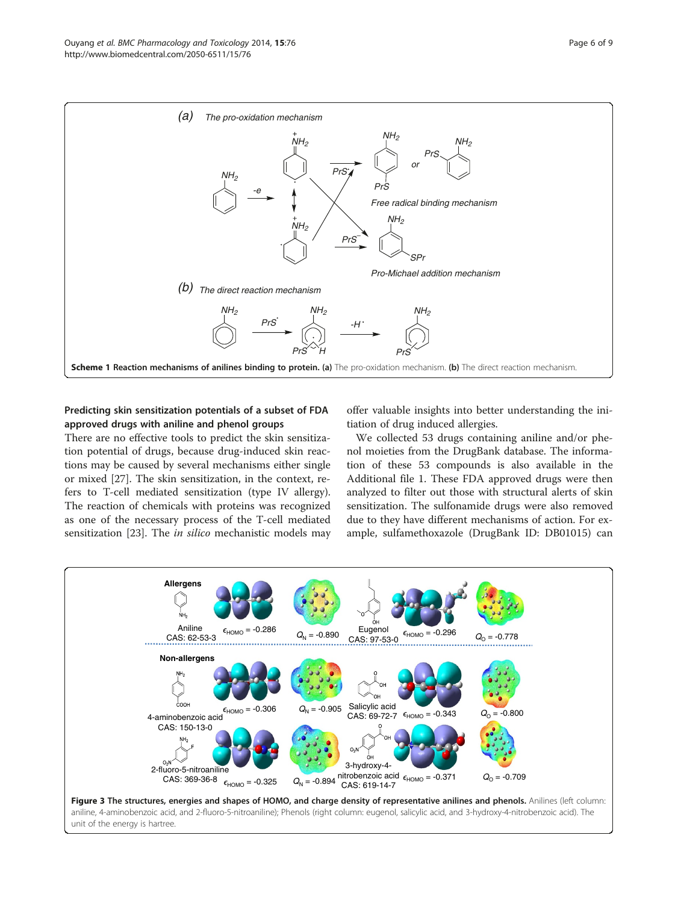**Scheme 1 Reaction mechanisms of anilines binding to protein. (a)** The pro-oxidation mechanism. **(b)** The direct reaction mechanism.

### Predicting skin sensitization potentials of a subset of FDA approved drugs with aniline and phenol groups

There are no effective tools to predict the skin sensitization potential of drugs, because drug-induced skin reactions may be caused by several mechanisms either single or mixed [27]. The skin sensitization, in the context, refers to T-cell mediated sensitization (type IV allergy). The reaction of chemicals with proteins was recognized as one of the necessary process of the T-cell mediated sensitization [23]. The *in silico* mechanistic models may offer valuable insights into better understanding the initiation of drug induced allergies.

We collected 53 drugs containing aniline and/or phenol moieties from the DrugBank database. The information of these 53 compounds is also available in the Additional file 1. These FDA approved drugs were then analyzed to filter out those with structural alerts of skin sensitization. The sulfonamide drugs were also removed due to they have different mechanisms of action. For example, sulfamethoxazole (DrugBank ID: DB01015) can

**Figure 3 The structures, energies and shapes of HOMO, and charge density of representative anilines and phenols.** Anilines (left column: aniline, 4-aminobenzoic acid, and 2-fluoro-5-nitroaniline); Phenols (right column: eugenol, salicylic acid, and 3-hydroxy-4-nitrobenzoic acid). The unit of the energy is hartree.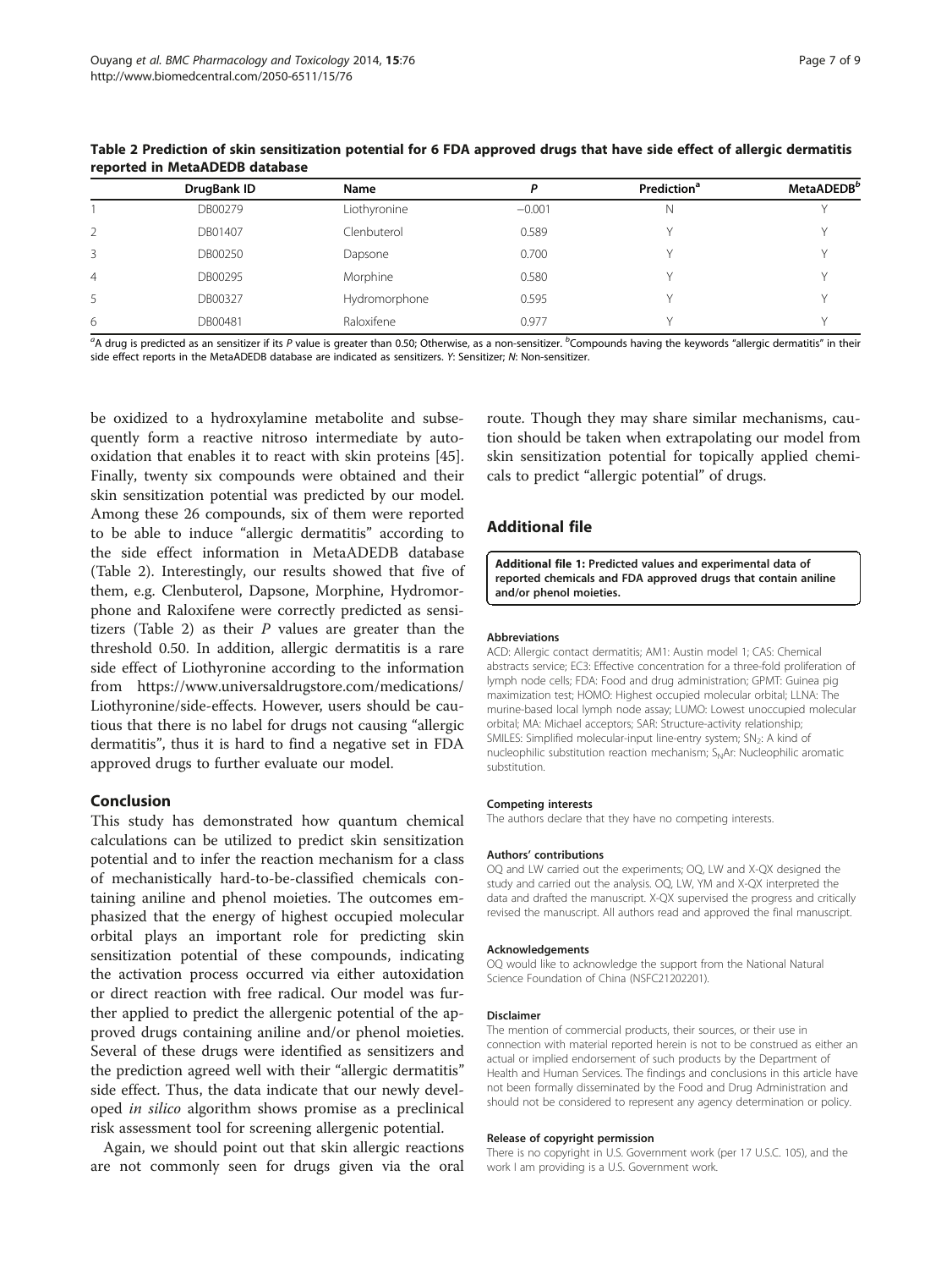**Table 2 Prediction of skin sensitization potential for 6 FDA approved drugs that have side effect of allergic dermatitis reported in MetaADEDB database**

| | DrugBank ID | Name | *P* | Prediction[a] | MetaADEDB[b] |
|---|---|---|---|---|---|
| 1 | DB00279 | Liothyronine | −0.001 | N | Y |
| 2 | DB01407 | Clenbuterol | 0.589 | Y | Y |
| 3 | DB00250 | Dapsone | 0.700 | Y | Y |
| 4 | DB00295 | Morphine | 0.580 | Y | Y |
| 5 | DB00327 | Hydromorphone | 0.595 | Y | Y |
| 6 | DB00481 | Raloxifene | 0.977 | Y | Y |

[a]A drug is predicted as an sensitizer if its *P* value is greater than 0.50; Otherwise, as a non-sensitizer. [b]Compounds having the keywords "allergic dermatitis" in their side effect reports in the MetaADEDB database are indicated as sensitizers. *Y*: Sensitizer; *N*: Non-sensitizer.

be oxidized to a hydroxylamine metabolite and subsequently form a reactive nitroso intermediate by autooxidation that enables it to react with skin proteins [45]. Finally, twenty six compounds were obtained and their skin sensitization potential was predicted by our model. Among these 26 compounds, six of them were reported to be able to induce "allergic dermatitis" according to the side effect information in MetaADEDB database (Table 2). Interestingly, our results showed that five of them, e.g. Clenbuterol, Dapsone, Morphine, Hydromorphone and Raloxifene were correctly predicted as sensitizers (Table 2) as their *P* values are greater than the threshold 0.50. In addition, allergic dermatitis is a rare side effect of Liothyronine according to the information from https://www.universaldrugstore.com/medications/Liothyronine/side-effects. However, users should be cautious that there is no label for drugs not causing "allergic dermatitis", thus it is hard to find a negative set in FDA approved drugs to further evaluate our model.

## Conclusion

This study has demonstrated how quantum chemical calculations can be utilized to predict skin sensitization potential and to infer the reaction mechanism for a class of mechanistically hard-to-be-classified chemicals containing aniline and phenol moieties. The outcomes emphasized that the energy of highest occupied molecular orbital plays an important role for predicting skin sensitization potential of these compounds, indicating the activation process occurred via either autoxidation or direct reaction with free radical. Our model was further applied to predict the allergenic potential of the approved drugs containing aniline and/or phenol moieties. Several of these drugs were identified as sensitizers and the prediction agreed well with their "allergic dermatitis" side effect. Thus, the data indicate that our newly developed *in silico* algorithm shows promise as a preclinical risk assessment tool for screening allergenic potential.

Again, we should point out that skin allergic reactions are not commonly seen for drugs given via the oral route. Though they may share similar mechanisms, caution should be taken when extrapolating our model from skin sensitization potential for topically applied chemicals to predict "allergic potential" of drugs.

## Additional file

**Additional file 1: Predicted values and experimental data of reported chemicals and FDA approved drugs that contain aniline and/or phenol moieties.**

#### Abbreviations

ACD: Allergic contact dermatitis; AM1: Austin model 1; CAS: Chemical abstracts service; EC3: Effective concentration for a three-fold proliferation of lymph node cells; FDA: Food and drug administration; GPMT: Guinea pig maximization test; HOMO: Highest occupied molecular orbital; LLNA: The murine-based local lymph node assay; LUMO: Lowest unoccupied molecular orbital; MA: Michael acceptors; SAR: Structure-activity relationship; SMILES: Simplified molecular-input line-entry system; $SN_2$: A kind of nucleophilic substitution reaction mechanism; $S_NAr$: Nucleophilic aromatic substitution.

#### Competing interests

The authors declare that they have no competing interests.

#### Authors' contributions

OQ and LW carried out the experiments; OQ, LW and X-QX designed the study and carried out the analysis. OQ, LW, YM and X-QX interpreted the data and drafted the manuscript. X-QX supervised the progress and critically revised the manuscript. All authors read and approved the final manuscript.

#### Acknowledgements

OQ would like to acknowledge the support from the National Natural Science Foundation of China (NSFC21202201).

#### Disclaimer

The mention of commercial products, their sources, or their use in connection with material reported herein is not to be construed as either an actual or implied endorsement of such products by the Department of Health and Human Services. The findings and conclusions in this article have not been formally disseminated by the Food and Drug Administration and should not be considered to represent any agency determination or policy.

#### Release of copyright permission

There is no copyright in U.S. Government work (per 17 U.S.C. 105), and the work I am providing is a U.S. Government work.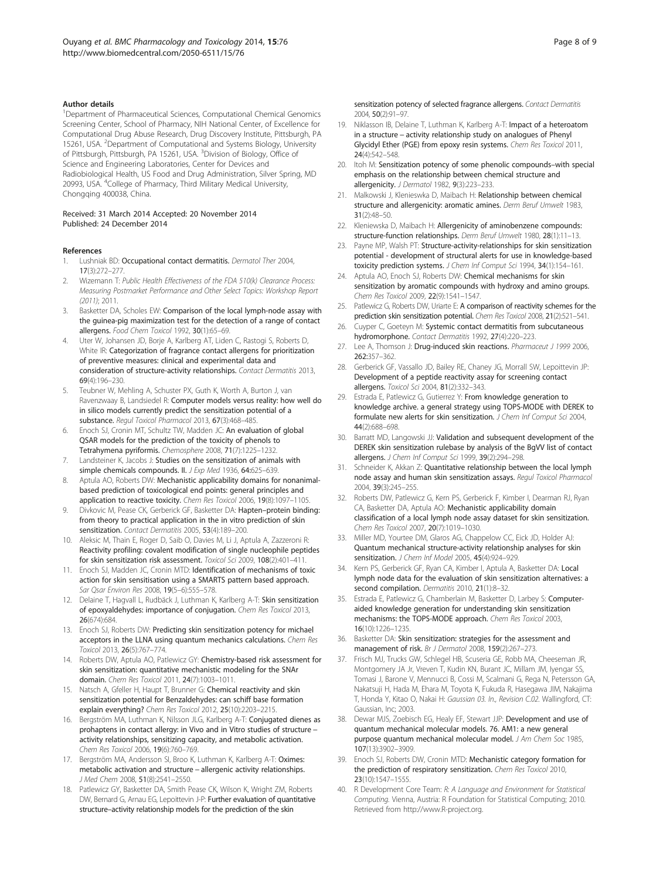#### Author details

[1]Department of Pharmaceutical Sciences, Computational Chemical Genomics Screening Center, School of Pharmacy, NIH National Center, of Excellence for Computational Drug Abuse Research, Drug Discovery Institute, Pittsburgh, PA 15261, USA. [2]Department of Computational and Systems Biology, University of Pittsburgh, Pittsburgh, PA 15261, USA. [3]Division of Biology, Office of Science and Engineering Laboratories, Center for Devices and Radiobiological Health, US Food and Drug Administration, Silver Spring, MD 20993, USA. [4]College of Pharmacy, Third Military Medical University, Chongqing 400038, China.

Received: 31 March 2014 Accepted: 20 November 2014
Published: 24 December 2014

#### References

1. Lushniak BD: **Occupational contact dermatitis.** *Dermatol Ther* 2004, **17**(3):272–277.
2. Wizemann T: *Public Health Effectiveness of the FDA 510(k) Clearance Process: Measuring Postmarket Performance and Other Select Topics: Workshop Report (2011)*; 2011.
3. Basketter DA, Scholes EW: **Comparison of the local lymph-node assay with the guinea-pig maximization test for the detection of a range of contact allergens.** *Food Chem Toxicol* 1992, **30**(1):65–69.
4. Uter W, Johansen JD, Borje A, Karlberg AT, Liden C, Rastogi S, Roberts D, White IR: **Categorization of fragrance contact allergens for prioritization of preventive measures: clinical and experimental data and consideration of structure-activity relationships.** *Contact Dermatitis* 2013, **69**(4):196–230.
5. Teubner W, Mehling A, Schuster PX, Guth K, Worth A, Burton J, van Ravenzwaay B, Landsiedel R: **Computer models versus reality: how well do in silico models currently predict the sensitization potential of a substance.** *Regul Toxicol Pharmacol* 2013, **67**(3):468–485.
6. Enoch SJ, Cronin MT, Schultz TW, Madden JC: **An evaluation of global QSAR models for the prediction of the toxicity of phenols to Tetrahymena pyriformis.** *Chemosphere* 2008, **71**(7):1225–1232.
7. Landsteiner K, Jacobs J: **Studies on the sensitization of animals with simple chemicals compounds. II.** *J Exp Med* 1936, **64:**625–639.
8. Aptula AO, Roberts DW: **Mechanistic applicability domains for nonanimal-based prediction of toxicological end points: general principles and application to reactive toxicity.** *Chem Res Toxicol* 2006, **19**(8):1097–1105.
9. Divkovic M, Pease CK, Gerberick GF, Basketter DA: **Hapten–protein binding: from theory to practical application in the in vitro prediction of skin sensitization.** *Contact Dermatitis* 2005, **53**(4):189–200.
10. Aleksic M, Thain E, Roger D, Saib O, Davies M, Li J, Aptula A, Zazzeroni R: **Reactivity profiling: covalent modification of single nucleophile peptides for skin sensitization risk assessment.** *Toxicol Sci* 2009, **108**(2):401–411.
11. Enoch SJ, Madden JC, Cronin MTD: **Identification of mechanisms of toxic action for skin sensitisation using a SMARTS pattern based approach.** *Sar Qsar Environ Res* 2008, **19**(5–6):555–578.
12. Delaine T, Hagvall L, Rudbäck J, Luthman K, Karlberg A-T: **Skin sensitization of epoxyaldehydes: importance of conjugation.** *Chem Res Toxicol* 2013, **26**(674):684.
13. Enoch SJ, Roberts DW: **Predicting skin sensitization potency for michael acceptors in the LLNA using quantum mechanics calculations.** *Chem Res Toxicol* 2013, **26**(5):767–774.
14. Roberts DW, Aptula AO, Patlewicz GY: **Chemistry-based risk assessment for skin sensitization: quantitative mechanistic modeling for the SNAr domain.** *Chem Res Toxicol* 2011, **24**(7):1003–1011.
15. Natsch A, Gfeller H, Haupt T, Brunner G: **Chemical reactivity and skin sensitization potential for Benzaldehydes: can schiff base formation explain everything?** *Chem Res Toxicol* 2012, **25**(10):2203–2215.
16. Bergström MA, Luthman K, Nilsson JLG, Karlberg A-T: **Conjugated dienes as prohaptens in contact allergy: in Vivo and in Vitro studies of structure – activity relationships, sensitizing capacity, and metabolic activation.** *Chem Res Toxicol* 2006, **19**(6):760–769.
17. Bergström MA, Andersson SI, Broo K, Luthman K, Karlberg A-T: **Oximes: metabolic activation and structure – allergenic activity relationships.** *J Med Chem* 2008, **51**(8):2541–2550.
18. Patlewicz GY, Basketter DA, Smith Pease CK, Wilson K, Wright ZM, Roberts DW, Bernard G, Arnau EG, Lepoittevin J-P: **Further evaluation of quantitative structure–activity relationship models for the prediction of the skin sensitization potency of selected fragrance allergens.** *Contact Dermatitis* 2004, **50**(2):91–97.
19. Niklasson IB, Delaine T, Luthman K, Karlberg A-T: **Impact of a heteroatom in a structure – activity relationship study on analogues of Phenyl Glycidyl Ether (PGE) from epoxy resin systems.** *Chem Res Toxicol* 2011, **24**(4):542–548.
20. Itoh M: **Sensitization potency of some phenolic compounds–with special emphasis on the relationship between chemical structure and allergenicity.** *J Dermatol* 1982, **9**(3):223–233.
21. Malkowski J, Klenieswka D, Maibach H: **Relationship between chemical structure and allergenicity: aromatic amines.** *Derm Beruf Umwelt* 1983, **31**(2):48–50.
22. Kleniewska D, Maibach H: **Allergenicity of aminobenzene compounds: structure-function relationships.** *Derm Beruf Umwelt* 1980, **28**(1):11–13.
23. Payne MP, Walsh PT: **Structure-activity-relationships for skin sensitization potential - development of structural alerts for use in knowledge-based toxicity prediction systems.** *J Chem Inf Comput Sci* 1994, **34**(1):154–161.
24. Aptula AO, Enoch SJ, Roberts DW: **Chemical mechanisms for skin sensitization by aromatic compounds with hydroxy and amino groups.** *Chem Res Toxicol* 2009, **22**(9):1541–1547.
25. Patlewicz G, Roberts DW, Uriarte E: **A comparison of reactivity schemes for the prediction skin sensitization potential.** *Chem Res Toxicol* 2008, **21**(2):521–541.
26. Cuyper C, Goeteyn M: **Systemic contact dermatitis from subcutaneous hydromorphone.** *Contact Dermatitis* 1992, **27**(4):220–223.
27. Lee A, Thomson J: **Drug-induced skin reactions.** *Pharmaceut J 1999* 2006, **262:**357–362.
28. Gerberick GF, Vassallo JD, Bailey RE, Chaney JG, Morrall SW, Lepoittevin JP: **Development of a peptide reactivity assay for screening contact allergens.** *Toxicol Sci* 2004, **81**(2):332–343.
29. Estrada E, Patlewicz G, Gutierrez Y: **From knowledge generation to knowledge archive. a general strategy using TOPS-MODE with DEREK to formulate new alerts for skin sensitization.** *J Chem Inf Comput Sci* 2004, **44**(2):688–698.
30. Barratt MD, Langowski JJ: **Validation and subsequent development of the DEREK skin sensitization rulebase by analysis of the BgVV list of contact allergens.** *J Chem Inf Comput Sci* 1999, **39**(2):294–298.
31. Schneider K, Akkan Z: **Quantitative relationship between the local lymph node assay and human skin sensitization assays.** *Regul Toxicol Pharmacol* 2004, **39**(3):245–255.
32. Roberts DW, Patlewicz G, Kern PS, Gerberick F, Kimber I, Dearman RJ, Ryan CA, Basketter DA, Aptula AO: **Mechanistic applicability domain classification of a local lymph node assay dataset for skin sensitization.** *Chem Res Toxicol* 2007, **20**(7):1019–1030.
33. Miller MD, Yourtee DM, Glaros AG, Chappelow CC, Eick JD, Holder AJ: **Quantum mechanical structure-activity relationship analyses for skin sensitization.** *J Chem Inf Model* 2005, **45**(4):924–929.
34. Kern PS, Gerberick GF, Ryan CA, Kimber I, Aptula A, Basketter DA: **Local lymph node data for the evaluation of skin sensitization alternatives: a second compilation.** *Dermatitis* 2010, **21**(1):8–32.
35. Estrada E, Patlewicz G, Chamberlain M, Basketter D, Larbey S: **Computer-aided knowledge generation for understanding skin sensitization mechanisms: the TOPS-MODE approach.** *Chem Res Toxicol* 2003, **16**(10):1226–1235.
36. Basketter DA: **Skin sensitization: strategies for the assessment and management of risk.** *Br J Dermatol* 2008, **159**(2):267–273.
37. Frisch MJ, Trucks GW, Schlegel HB, Scuseria GE, Robb MA, Cheeseman JR, Montgomery JA Jr, Vreven T, Kudin KN, Burant JC, Millam JM, Iyengar SS, Tomasi J, Barone V, Mennucci B, Cossi M, Scalmani G, Rega N, Petersson GA, Nakatsuji H, Hada M, Ehara M, Toyota K, Fukuda R, Hasegawa JIM, Nakajima T, Honda Y, Kitao O, Nakai H: *Gaussian 03. In., Revision C.02*. Wallingford, CT: Gaussian, Inc; 2003.
38. Dewar MJS, Zoebisch EG, Healy EF, Stewart JJP: **Development and use of quantum mechanical molecular models. 76. AM1: a new general purpose quantum mechanical molecular model.** *J Am Chem Soc* 1985, **107**(13):3902–3909.
39. Enoch SJ, Roberts DW, Cronin MTD: **Mechanistic category formation for the prediction of respiratory sensitization.** *Chem Res Toxicol* 2010, **23**(10):1547–1555.
40. R Development Core Team: *R: A Language and Environment for Statistical Computing*. Vienna, Austria: R Foundation for Statistical Computing; 2010. Retrieved from http://www.R-project.org.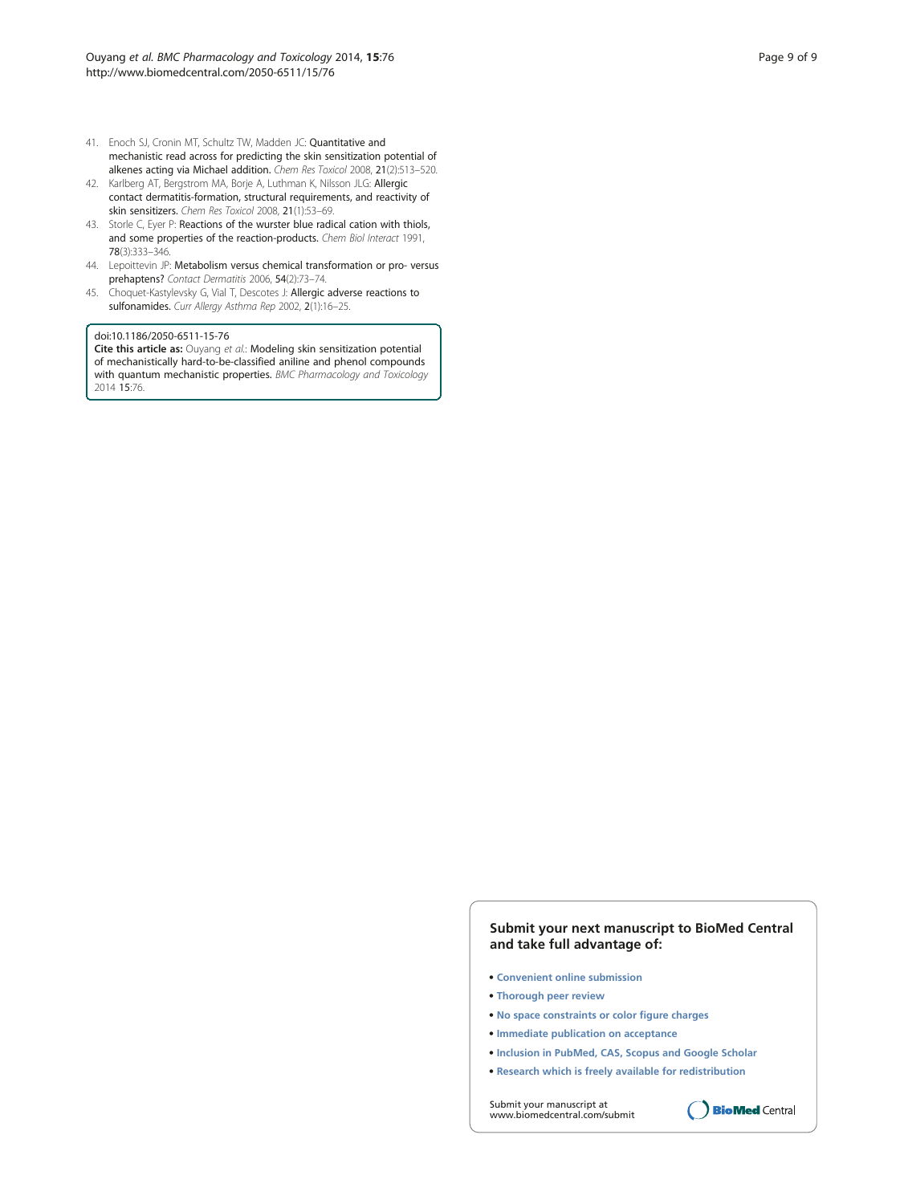41. Enoch SJ, Cronin MT, Schultz TW, Madden JC: **Quantitative and mechanistic read across for predicting the skin sensitization potential of alkenes acting via Michael addition.** *Chem Res Toxicol* 2008, **21**(2):513–520.
42. Karlberg AT, Bergstrom MA, Borje A, Luthman K, Nilsson JLG: **Allergic contact dermatitis-formation, structural requirements, and reactivity of skin sensitizers.** *Chem Res Toxicol* 2008, **21**(1):53–69.
43. Storle C, Eyer P: **Reactions of the wurster blue radical cation with thiols, and some properties of the reaction-products.** *Chem Biol Interact* 1991, **78**(3):333–346.
44. Lepoittevin JP: **Metabolism versus chemical transformation or pro- versus prehaptens?** *Contact Dermatitis* 2006, **54**(2):73–74.
45. Choquet-Kastylevsky G, Vial T, Descotes J: **Allergic adverse reactions to sulfonamides.** *Curr Allergy Asthma Rep* 2002, **2**(1):16–25.

doi:10.1186/2050-6511-15-76

**Cite this article as:** Ouyang *et al.*: Modeling skin sensitization potential of mechanistically hard-to-be-classified aniline and phenol compounds with quantum mechanistic properties. *BMC Pharmacology and Toxicology* 2014 **15**:76.

**Submit your next manuscript to BioMed Central and take full advantage of:**

- **Convenient online submission**
- **Thorough peer review**
- **No space constraints or color figure charges**
- **Immediate publication on acceptance**
- **Inclusion in PubMed, CAS, Scopus and Google Scholar**
- **Research which is freely available for redistribution**

Submit your manuscript at www.biomedcentral.com/submit

BioMed Central